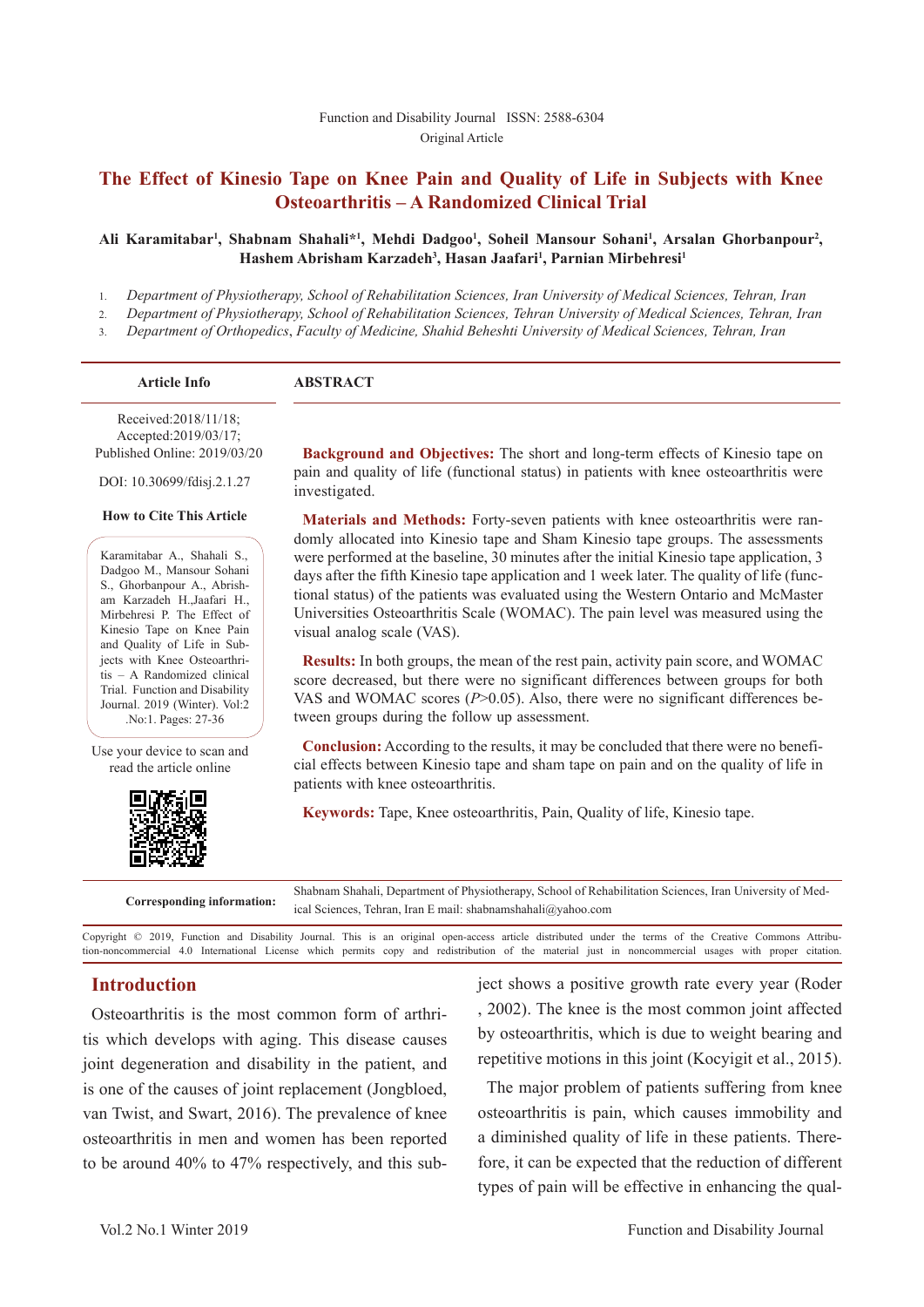Function and Disability Journal ISSN: 2588-6304

Original Article

# The Effect of Kinesio Tape on Knee Pain and Quality of Life in Subjects with Knee Osteoarthritis – A Randomized Clinical Trial

**Ali Karamitabar[1], Shabnam Shahali*[1], Mehdi Dadgoo[1], Soheil Mansour Sohani[1], Arsalan Ghorbanpour[2], Hashem Abrisham Karzadeh[3], Hasan Jaafari[1], Parnian Mirbehresi[1]**

1. *Department of Physiotherapy, School of Rehabilitation Sciences, Iran University of Medical Sciences, Tehran, Iran*
2. *Department of Physiotherapy, School of Rehabilitation Sciences, Tehran University of Medical Sciences, Tehran, Iran*
3. *Department of Orthopedics, Faculty of Medicine, Shahid Beheshti University of Medical Sciences, Tehran, Iran*

**Article Info**

Received:2018/11/18;
Accepted:2019/03/17;
Published Online: 2019/03/20

DOI: 10.30699/fdisj.2.1.27

**How to Cite This Article**

Karamitabar A., Shahali S., Dadgoo M., Mansour Sohani S., Ghorbanpour A., Abrisham Karzadeh H.,Jaafari H., Mirbehresi P. The Effect of Kinesio Tape on Knee Pain and Quality of Life in Subjects with Knee Osteoarthritis – A Randomized clinical Trial. Function and Disability Journal. 2019 (Winter). Vol:2 .No:1. Pages: 27-36

Use your device to scan and read the article online

## ABSTRACT

**Background and Objectives:** The short and long-term effects of Kinesio tape on pain and quality of life (functional status) in patients with knee osteoarthritis were investigated.

**Materials and Methods:** Forty-seven patients with knee osteoarthritis were randomly allocated into Kinesio tape and Sham Kinesio tape groups. The assessments were performed at the baseline, 30 minutes after the initial Kinesio tape application, 3 days after the fifth Kinesio tape application and 1 week later. The quality of life (functional status) of the patients was evaluated using the Western Ontario and McMaster Universities Osteoarthritis Scale (WOMAC). The pain level was measured using the visual analog scale (VAS).

**Results:** In both groups, the mean of the rest pain, activity pain score, and WOMAC score decreased, but there were no significant differences between groups for both VAS and WOMAC scores ($P>0.05$). Also, there were no significant differences between groups during the follow up assessment.

**Conclusion:** According to the results, it may be concluded that there were no beneficial effects between Kinesio tape and sham tape on pain and on the quality of life in patients with knee osteoarthritis.

**Keywords:** Tape, Knee osteoarthritis, Pain, Quality of life, Kinesio tape.

**Corresponding information:** Shabnam Shahali, Department of Physiotherapy, School of Rehabilitation Sciences, Iran University of Medical Sciences, Tehran, Iran E mail: shabnamshahali@yahoo.com

Copyright © 2019, Function and Disability Journal. This is an original open-access article distributed under the terms of the Creative Commons Attribution-noncommercial 4.0 International License which permits copy and redistribution of the material just in noncommercial usages with proper citation.

## Introduction

Osteoarthritis is the most common form of arthritis which develops with aging. This disease causes joint degeneration and disability in the patient, and is one of the causes of joint replacement (Jongbloed, van Twist, and Swart, 2016). The prevalence of knee osteoarthritis in men and women has been reported to be around 40% to 47% respectively, and this subject shows a positive growth rate every year (Roder , 2002). The knee is the most common joint affected by osteoarthritis, which is due to weight bearing and repetitive motions in this joint (Kocyigit et al., 2015).

The major problem of patients suffering from knee osteoarthritis is pain, which causes immobility and a diminished quality of life in these patients. Therefore, it can be expected that the reduction of different types of pain will be effective in enhancing the qual-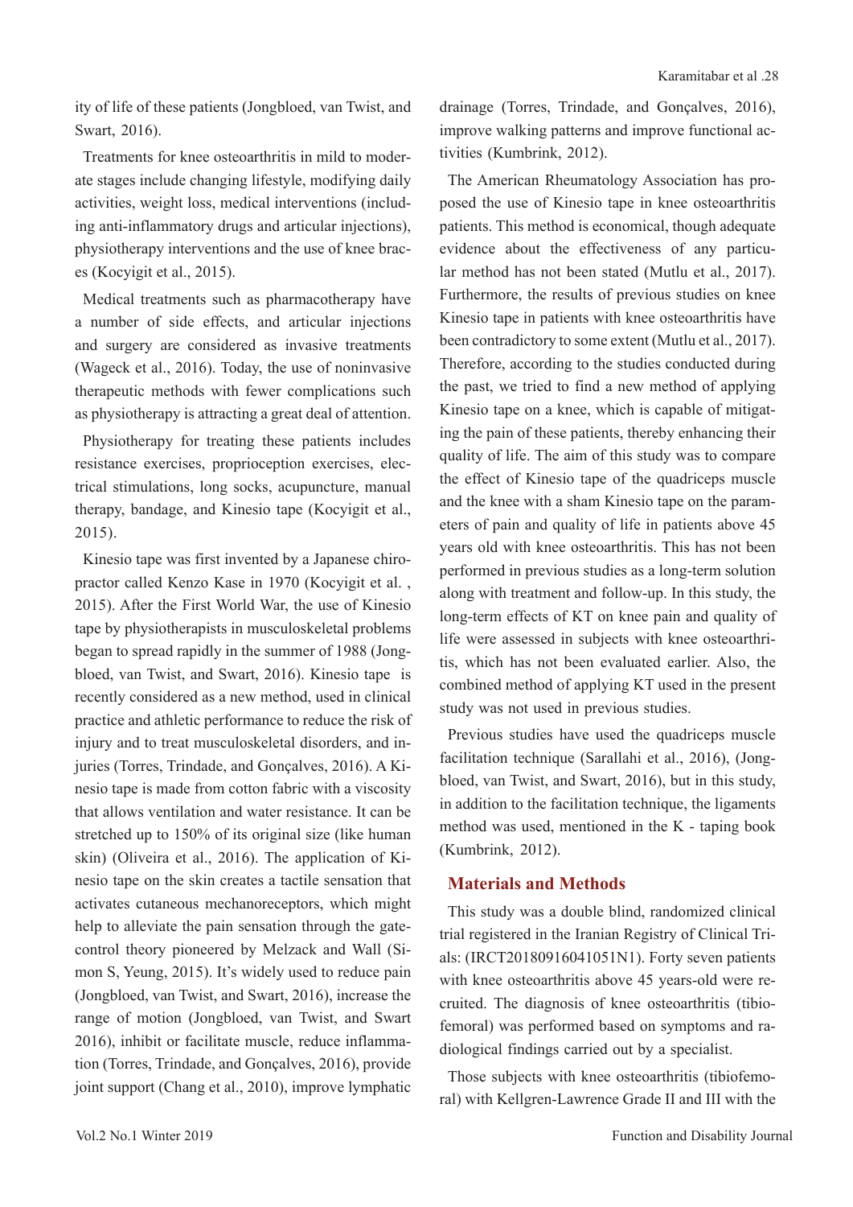ity of life of these patients (Jongbloed, van Twist, and Swart, 2016).

Treatments for knee osteoarthritis in mild to moderate stages include changing lifestyle, modifying daily activities, weight loss, medical interventions (including anti-inflammatory drugs and articular injections), physiotherapy interventions and the use of knee braces (Kocyigit et al., 2015).

Medical treatments such as pharmacotherapy have a number of side effects, and articular injections and surgery are considered as invasive treatments (Wageck et al., 2016). Today, the use of noninvasive therapeutic methods with fewer complications such as physiotherapy is attracting a great deal of attention.

Physiotherapy for treating these patients includes resistance exercises, proprioception exercises, electrical stimulations, long socks, acupuncture, manual therapy, bandage, and Kinesio tape (Kocyigit et al., 2015).

Kinesio tape was first invented by a Japanese chiropractor called Kenzo Kase in 1970 (Kocyigit et al. , 2015). After the First World War, the use of Kinesio tape by physiotherapists in musculoskeletal problems began to spread rapidly in the summer of 1988 (Jongbloed, van Twist, and Swart, 2016). Kinesio tape is recently considered as a new method, used in clinical practice and athletic performance to reduce the risk of injury and to treat musculoskeletal disorders, and injuries (Torres, Trindade, and Gonçalves, 2016). A Kinesio tape is made from cotton fabric with a viscosity that allows ventilation and water resistance. It can be stretched up to 150% of its original size (like human skin) (Oliveira et al., 2016). The application of Kinesio tape on the skin creates a tactile sensation that activates cutaneous mechanoreceptors, which might help to alleviate the pain sensation through the gate-control theory pioneered by Melzack and Wall (Simon S, Yeung, 2015). It's widely used to reduce pain (Jongbloed, van Twist, and Swart, 2016), increase the range of motion (Jongbloed, van Twist, and Swart 2016), inhibit or facilitate muscle, reduce inflammation (Torres, Trindade, and Gonçalves, 2016), provide joint support (Chang et al., 2010), improve lymphatic drainage (Torres, Trindade, and Gonçalves, 2016), improve walking patterns and improve functional activities (Kumbrink, 2012).

The American Rheumatology Association has proposed the use of Kinesio tape in knee osteoarthritis patients. This method is economical, though adequate evidence about the effectiveness of any particular method has not been stated (Mutlu et al., 2017). Furthermore, the results of previous studies on knee Kinesio tape in patients with knee osteoarthritis have been contradictory to some extent (Mutlu et al., 2017). Therefore, according to the studies conducted during the past, we tried to find a new method of applying Kinesio tape on a knee, which is capable of mitigating the pain of these patients, thereby enhancing their quality of life. The aim of this study was to compare the effect of Kinesio tape of the quadriceps muscle and the knee with a sham Kinesio tape on the parameters of pain and quality of life in patients above 45 years old with knee osteoarthritis. This has not been performed in previous studies as a long-term solution along with treatment and follow-up. In this study, the long-term effects of KT on knee pain and quality of life were assessed in subjects with knee osteoarthritis, which has not been evaluated earlier. Also, the combined method of applying KT used in the present study was not used in previous studies.

Previous studies have used the quadriceps muscle facilitation technique (Sarallahi et al., 2016), (Jongbloed, van Twist, and Swart, 2016), but in this study, in addition to the facilitation technique, the ligaments method was used, mentioned in the K - taping book (Kumbrink, 2012).

## Materials and Methods

This study was a double blind, randomized clinical trial registered in the Iranian Registry of Clinical Trials: (IRCT20180916041051N1). Forty seven patients with knee osteoarthritis above 45 years-old were recruited. The diagnosis of knee osteoarthritis (tibiofemoral) was performed based on symptoms and radiological findings carried out by a specialist.

Those subjects with knee osteoarthritis (tibiofemoral) with Kellgren-Lawrence Grade II and III with the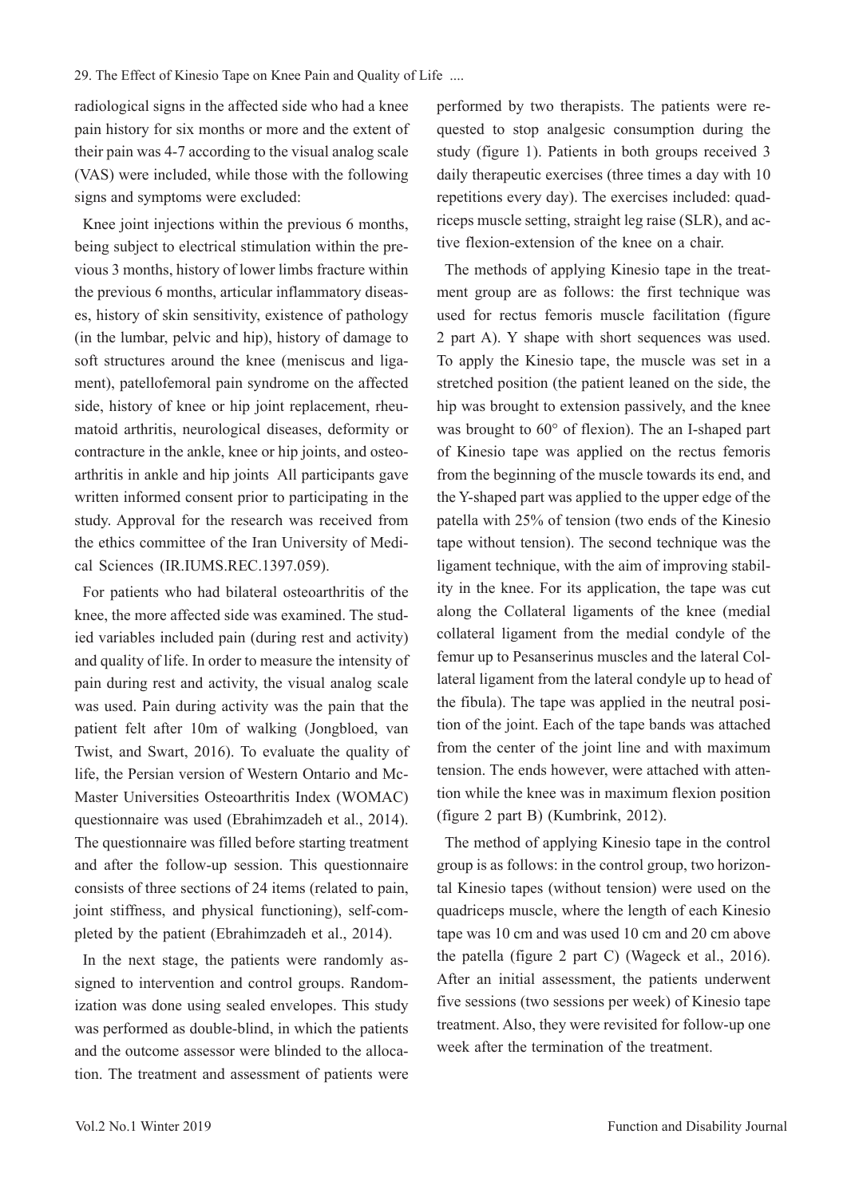radiological signs in the affected side who had a knee pain history for six months or more and the extent of their pain was 4-7 according to the visual analog scale (VAS) were included, while those with the following signs and symptoms were excluded:

Knee joint injections within the previous 6 months, being subject to electrical stimulation within the previous 3 months, history of lower limbs fracture within the previous 6 months, articular inflammatory diseases, history of skin sensitivity, existence of pathology (in the lumbar, pelvic and hip), history of damage to soft structures around the knee (meniscus and ligament), patellofemoral pain syndrome on the affected side, history of knee or hip joint replacement, rheumatoid arthritis, neurological diseases, deformity or contracture in the ankle, knee or hip joints, and osteoarthritis in ankle and hip joints All participants gave written informed consent prior to participating in the study. Approval for the research was received from the ethics committee of the Iran University of Medical Sciences (IR.IUMS.REC.1397.059).

For patients who had bilateral osteoarthritis of the knee, the more affected side was examined. The studied variables included pain (during rest and activity) and quality of life. In order to measure the intensity of pain during rest and activity, the visual analog scale was used. Pain during activity was the pain that the patient felt after 10m of walking (Jongbloed, van Twist, and Swart, 2016). To evaluate the quality of life, the Persian version of Western Ontario and McMaster Universities Osteoarthritis Index (WOMAC) questionnaire was used (Ebrahimzadeh et al., 2014). The questionnaire was filled before starting treatment and after the follow-up session. This questionnaire consists of three sections of 24 items (related to pain, joint stiffness, and physical functioning), self-completed by the patient (Ebrahimzadeh et al., 2014).

In the next stage, the patients were randomly assigned to intervention and control groups. Randomization was done using sealed envelopes. This study was performed as double-blind, in which the patients and the outcome assessor were blinded to the allocation. The treatment and assessment of patients were performed by two therapists. The patients were requested to stop analgesic consumption during the study (figure 1). Patients in both groups received 3 daily therapeutic exercises (three times a day with 10 repetitions every day). The exercises included: quadriceps muscle setting, straight leg raise (SLR), and active flexion-extension of the knee on a chair.

The methods of applying Kinesio tape in the treatment group are as follows: the first technique was used for rectus femoris muscle facilitation (figure 2 part A). Y shape with short sequences was used. To apply the Kinesio tape, the muscle was set in a stretched position (the patient leaned on the side, the hip was brought to extension passively, and the knee was brought to 60° of flexion). The an I-shaped part of Kinesio tape was applied on the rectus femoris from the beginning of the muscle towards its end, and the Y-shaped part was applied to the upper edge of the patella with 25% of tension (two ends of the Kinesio tape without tension). The second technique was the ligament technique, with the aim of improving stability in the knee. For its application, the tape was cut along the Collateral ligaments of the knee (medial collateral ligament from the medial condyle of the femur up to Pesanserinus muscles and the lateral Collateral ligament from the lateral condyle up to head of the fibula). The tape was applied in the neutral position of the joint. Each of the tape bands was attached from the center of the joint line and with maximum tension. The ends however, were attached with attention while the knee was in maximum flexion position (figure 2 part B) (Kumbrink, 2012).

The method of applying Kinesio tape in the control group is as follows: in the control group, two horizontal Kinesio tapes (without tension) were used on the quadriceps muscle, where the length of each Kinesio tape was 10 cm and was used 10 cm and 20 cm above the patella (figure 2 part C) (Wageck et al., 2016). After an initial assessment, the patients underwent five sessions (two sessions per week) of Kinesio tape treatment. Also, they were revisited for follow-up one week after the termination of the treatment.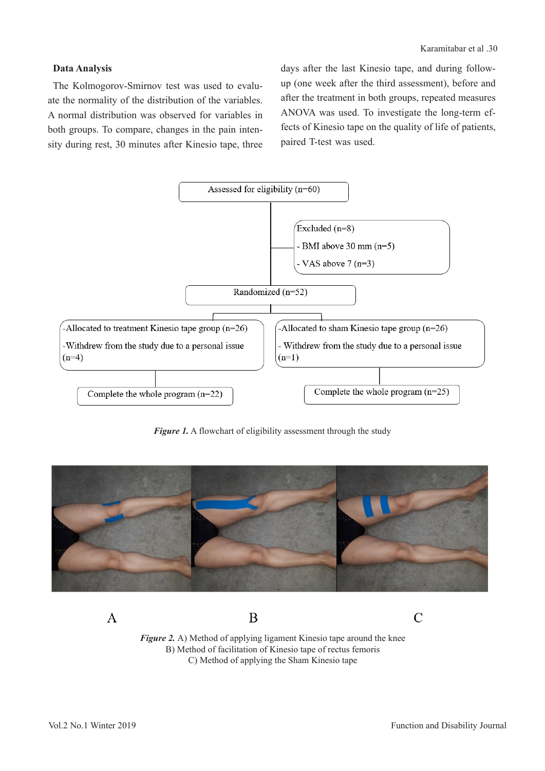**Data Analysis**

The Kolmogorov-Smirnov test was used to evaluate the normality of the distribution of the variables. A normal distribution was observed for variables in both groups. To compare, changes in the pain intensity during rest, 30 minutes after Kinesio tape, three days after the last Kinesio tape, and during follow-up (one week after the third assessment), before and after the treatment in both groups, repeated measures ANOVA was used. To investigate the long-term effects of Kinesio tape on the quality of life of patients, paired T-test was used.

Assessed for eligibility (n=60)

Excluded (n=8)
- BMI above 30 mm (n=5)
- VAS above 7 (n=3)

Randomized (n=52)

-Allocated to treatment Kinesio tape group (n=26)
-Withdrew from the study due to a personal issue (n=4)

Complete the whole program (n=22)

-Allocated to sham Kinesio tape group (n=26)
- Withdrew from the study due to a personal issue (n=1)

Complete the whole program (n=25)

***Figure 1.*** A flowchart of eligibility assessment through the study

A B C

***Figure 2.*** A) Method of applying ligament Kinesio tape around the knee
B) Method of facilitation of Kinesio tape of rectus femoris
C) Method of applying the Sham Kinesio tape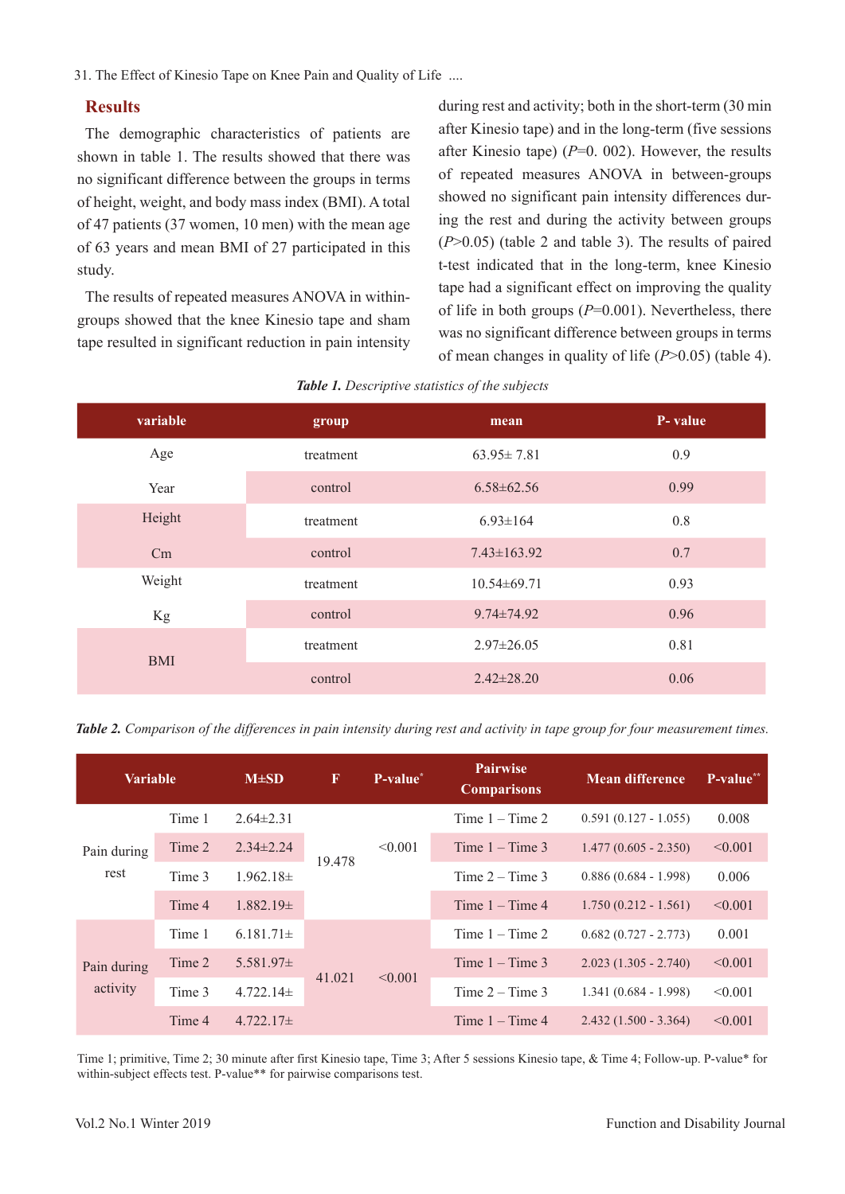## Results

The demographic characteristics of patients are shown in table 1. The results showed that there was no significant difference between the groups in terms of height, weight, and body mass index (BMI). A total of 47 patients (37 women, 10 men) with the mean age of 63 years and mean BMI of 27 participated in this study.

The results of repeated measures ANOVA in within-groups showed that the knee Kinesio tape and sham tape resulted in significant reduction in pain intensity during rest and activity; both in the short-term (30 min after Kinesio tape) and in the long-term (five sessions after Kinesio tape) (*P*=0. 002). However, the results of repeated measures ANOVA in between-groups showed no significant pain intensity differences during the rest and during the activity between groups (*P*>0.05) (table 2 and table 3). The results of paired t-test indicated that in the long-term, knee Kinesio tape had a significant effect on improving the quality of life in both groups (*P*=0.001). Nevertheless, there was no significant difference between groups in terms of mean changes in quality of life (*P*>0.05) (table 4).

***Table 1.*** *Descriptive statistics of the subjects*

| variable | group | mean | P- value |
|---|---|---|---|
| Age Year | treatment | 63.95± 7.81 | 0.9 |
| | control | 6.58±62.56 | 0.99 |
| Height Cm | treatment | 6.93±164 | 0.8 |
| | control | 7.43±163.92 | 0.7 |
| Weight Kg | treatment | 10.54±69.71 | 0.93 |
| | control | 9.74±74.92 | 0.96 |
| BMI | treatment | 2.97±26.05 | 0.81 |
| | control | 2.42±28.20 | 0.06 |

***Table 2.*** *Comparison of the differences in pain intensity during rest and activity in tape group for four measurement times.*

| Variable | | M±SD | F | P-value* | Pairwise Comparisons | Mean difference | P-value** |
|---|---|---|---|---|---|---|---|
| Pain during rest | Time 1 | 2.64±2.31 | 19.478 | <0.001 | Time 1 – Time 2 | 0.591 (0.127 - 1.055) | 0.008 |
| | Time 2 | 2.34±2.24 | | | Time 1 – Time 3 | 1.477 (0.605 - 2.350) | <0.001 |
| | Time 3 | 1.962.18± | | | Time 2 – Time 3 | 0.886 (0.684 - 1.998) | 0.006 |
| | Time 4 | 1.882.19± | | | Time 1 – Time 4 | 1.750 (0.212 - 1.561) | <0.001 |
| Pain during activity | Time 1 | 6.181.71± | 41.021 | <0.001 | Time 1 – Time 2 | 0.682 (0.727 - 2.773) | 0.001 |
| | Time 2 | 5.581.97± | | | Time 1 – Time 3 | 2.023 (1.305 - 2.740) | <0.001 |
| | Time 3 | 4.722.14± | | | Time 2 – Time 3 | 1.341 (0.684 - 1.998) | <0.001 |
| | Time 4 | 4.722.17± | | | Time 1 – Time 4 | 2.432 (1.500 - 3.364) | <0.001 |

Time 1; primitive, Time 2; 30 minute after first Kinesio tape, Time 3; After 5 sessions Kinesio tape, & Time 4; Follow-up. P-value* for within-subject effects test. P-value** for pairwise comparisons test.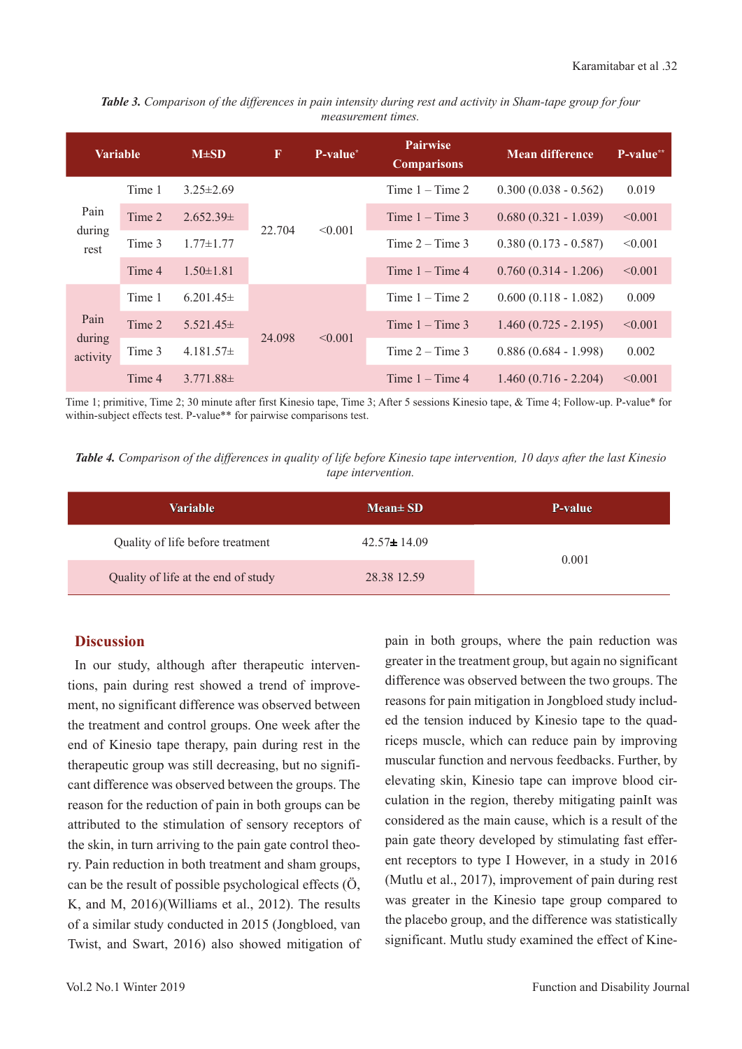***Table 3.*** *Comparison of the differences in pain intensity during rest and activity in Sham-tape group for four measurement times.*

| Variable | | M±SD | F | P-value* | Pairwise Comparisons | Mean difference | P-value** |
|---|---|---|---|---|---|---|---|
| Pain during rest | Time 1 | 3.25±2.69 | 22.704 | <0.001 | Time 1 – Time 2 | 0.300 (0.038 - 0.562) | 0.019 |
| | Time 2 | 2.652.39± | | | Time 1 – Time 3 | 0.680 (0.321 - 1.039) | <0.001 |
| | Time 3 | 1.77±1.77 | | | Time 2 – Time 3 | 0.380 (0.173 - 0.587) | <0.001 |
| | Time 4 | 1.50±1.81 | | | Time 1 – Time 4 | 0.760 (0.314 - 1.206) | <0.001 |
| Pain during activity | Time 1 | 6.201.45± | 24.098 | <0.001 | Time 1 – Time 2 | 0.600 (0.118 - 1.082) | 0.009 |
| | Time 2 | 5.521.45± | | | Time 1 – Time 3 | 1.460 (0.725 - 2.195) | <0.001 |
| | Time 3 | 4.181.57± | | | Time 2 – Time 3 | 0.886 (0.684 - 1.998) | 0.002 |
| | Time 4 | 3.771.88± | | | Time 1 – Time 4 | 1.460 (0.716 - 2.204) | <0.001 |

Time 1; primitive, Time 2; 30 minute after first Kinesio tape, Time 3; After 5 sessions Kinesio tape, & Time 4; Follow-up. P-value* for within-subject effects test. P-value** for pairwise comparisons test.

***Table 4.*** *Comparison of the differences in quality of life before Kinesio tape intervention, 10 days after the last Kinesio tape intervention.*

| Variable | Mean± SD | P-value |
|---|---|---|
| Quality of life before treatment | 42.57± 14.09 | 0.001 |
| Quality of life at the end of study | 28.38 12.59 | |

## Discussion

In our study, although after therapeutic interventions, pain during rest showed a trend of improvement, no significant difference was observed between the treatment and control groups. One week after the end of Kinesio tape therapy, pain during rest in the therapeutic group was still decreasing, but no significant difference was observed between the groups. The reason for the reduction of pain in both groups can be attributed to the stimulation of sensory receptors of the skin, in turn arriving to the pain gate control theory. Pain reduction in both treatment and sham groups, can be the result of possible psychological effects (Ö, K, and M, 2016)(Williams et al., 2012). The results of a similar study conducted in 2015 (Jongbloed, van Twist, and Swart, 2016) also showed mitigation of pain in both groups, where the pain reduction was greater in the treatment group, but again no significant difference was observed between the two groups. The reasons for pain mitigation in Jongbloed study included the tension induced by Kinesio tape to the quadriceps muscle, which can reduce pain by improving muscular function and nervous feedbacks. Further, by elevating skin, Kinesio tape can improve blood circulation in the region, thereby mitigating painIt was considered as the main cause, which is a result of the pain gate theory developed by stimulating fast efferent receptors to type I However, in a study in 2016 (Mutlu et al., 2017), improvement of pain during rest was greater in the Kinesio tape group compared to the placebo group, and the difference was statistically significant. Mutlu study examined the effect of Kine-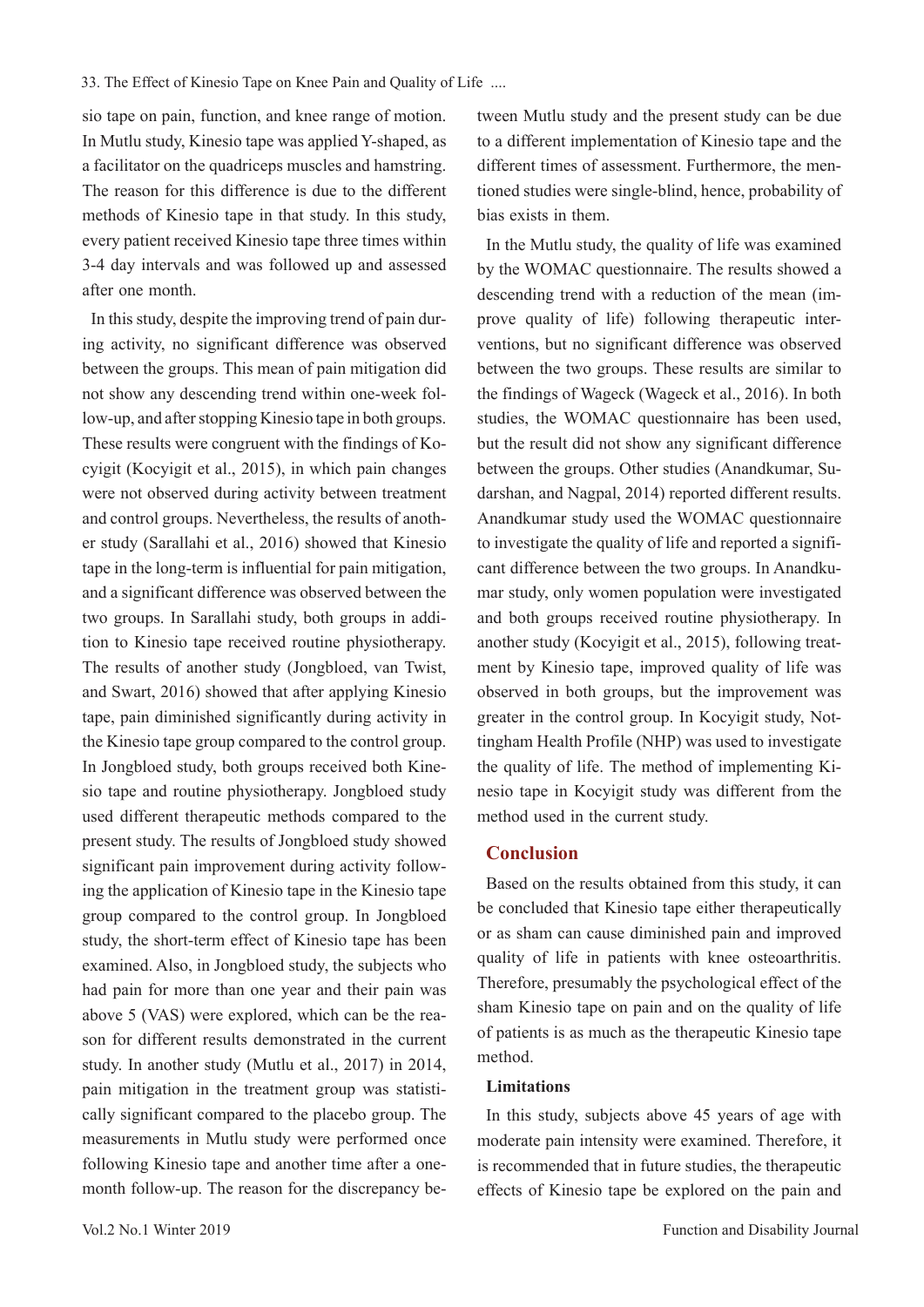sio tape on pain, function, and knee range of motion. In Mutlu study, Kinesio tape was applied Y-shaped, as a facilitator on the quadriceps muscles and hamstring. The reason for this difference is due to the different methods of Kinesio tape in that study. In this study, every patient received Kinesio tape three times within 3-4 day intervals and was followed up and assessed after one month.

In this study, despite the improving trend of pain during activity, no significant difference was observed between the groups. This mean of pain mitigation did not show any descending trend within one-week follow-up, and after stopping Kinesio tape in both groups. These results were congruent with the findings of Kocyigit (Kocyigit et al., 2015), in which pain changes were not observed during activity between treatment and control groups. Nevertheless, the results of another study (Sarallahi et al., 2016) showed that Kinesio tape in the long-term is influential for pain mitigation, and a significant difference was observed between the two groups. In Sarallahi study, both groups in addition to Kinesio tape received routine physiotherapy. The results of another study (Jongbloed, van Twist, and Swart, 2016) showed that after applying Kinesio tape, pain diminished significantly during activity in the Kinesio tape group compared to the control group. In Jongbloed study, both groups received both Kinesio tape and routine physiotherapy. Jongbloed study used different therapeutic methods compared to the present study. The results of Jongbloed study showed significant pain improvement during activity following the application of Kinesio tape in the Kinesio tape group compared to the control group. In Jongbloed study, the short-term effect of Kinesio tape has been examined. Also, in Jongbloed study, the subjects who had pain for more than one year and their pain was above 5 (VAS) were explored, which can be the reason for different results demonstrated in the current study. In another study (Mutlu et al., 2017) in 2014, pain mitigation in the treatment group was statistically significant compared to the placebo group. The measurements in Mutlu study were performed once following Kinesio tape and another time after a one-month follow-up. The reason for the discrepancy between Mutlu study and the present study can be due to a different implementation of Kinesio tape and the different times of assessment. Furthermore, the mentioned studies were single-blind, hence, probability of bias exists in them.

In the Mutlu study, the quality of life was examined by the WOMAC questionnaire. The results showed a descending trend with a reduction of the mean (improve quality of life) following therapeutic interventions, but no significant difference was observed between the two groups. These results are similar to the findings of Wageck (Wageck et al., 2016). In both studies, the WOMAC questionnaire has been used, but the result did not show any significant difference between the groups. Other studies (Anandkumar, Sudarshan, and Nagpal, 2014) reported different results. Anandkumar study used the WOMAC questionnaire to investigate the quality of life and reported a significant difference between the two groups. In Anandkumar study, only women population were investigated and both groups received routine physiotherapy. In another study (Kocyigit et al., 2015), following treatment by Kinesio tape, improved quality of life was observed in both groups, but the improvement was greater in the control group. In Kocyigit study, Nottingham Health Profile (NHP) was used to investigate the quality of life. The method of implementing Kinesio tape in Kocyigit study was different from the method used in the current study.

## Conclusion

Based on the results obtained from this study, it can be concluded that Kinesio tape either therapeutically or as sham can cause diminished pain and improved quality of life in patients with knee osteoarthritis. Therefore, presumably the psychological effect of the sham Kinesio tape on pain and on the quality of life of patients is as much as the therapeutic Kinesio tape method.

### Limitations

In this study, subjects above 45 years of age with moderate pain intensity were examined. Therefore, it is recommended that in future studies, the therapeutic effects of Kinesio tape be explored on the pain and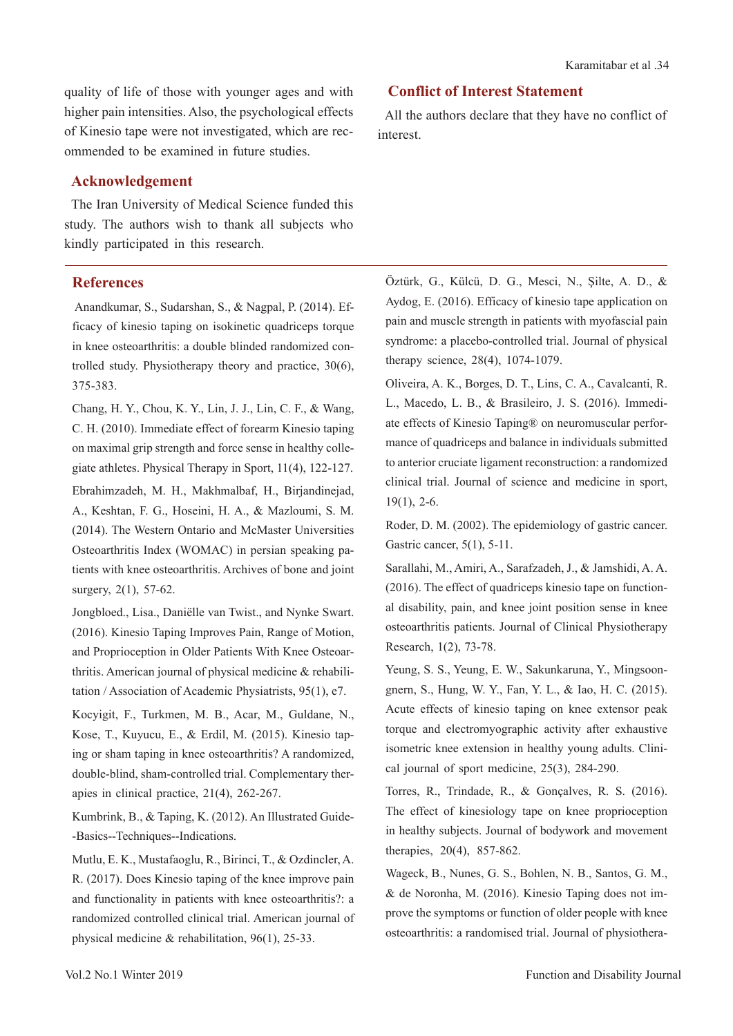quality of life of those with younger ages and with higher pain intensities. Also, the psychological effects of Kinesio tape were not investigated, which are recommended to be examined in future studies.

## Acknowledgement

The Iran University of Medical Science funded this study. The authors wish to thank all subjects who kindly participated in this research.

## Conflict of Interest Statement

All the authors declare that they have no conflict of interest.

## References

Anandkumar, S., Sudarshan, S., & Nagpal, P. (2014). Efficacy of kinesio taping on isokinetic quadriceps torque in knee osteoarthritis: a double blinded randomized controlled study. Physiotherapy theory and practice, 30(6), 375-383.

Chang, H. Y., Chou, K. Y., Lin, J. J., Lin, C. F., & Wang, C. H. (2010). Immediate effect of forearm Kinesio taping on maximal grip strength and force sense in healthy collegiate athletes. Physical Therapy in Sport, 11(4), 122-127.

Ebrahimzadeh, M. H., Makhmalbaf, H., Birjandinejad, A., Keshtan, F. G., Hoseini, H. A., & Mazloumi, S. M. (2014). The Western Ontario and McMaster Universities Osteoarthritis Index (WOMAC) in persian speaking patients with knee osteoarthritis. Archives of bone and joint surgery, 2(1), 57-62.

Jongbloed., Lisa., Daniëlle van Twist., and Nynke Swart. (2016). Kinesio Taping Improves Pain, Range of Motion, and Proprioception in Older Patients With Knee Osteoarthritis. American journal of physical medicine & rehabilitation / Association of Academic Physiatrists, 95(1), e7.

Kocyigit, F., Turkmen, M. B., Acar, M., Guldane, N., Kose, T., Kuyucu, E., & Erdil, M. (2015). Kinesio taping or sham taping in knee osteoarthritis? A randomized, double-blind, sham-controlled trial. Complementary therapies in clinical practice, 21(4), 262-267.

Kumbrink, B., & Taping, K. (2012). An Illustrated Guide--Basics--Techniques--Indications.

Mutlu, E. K., Mustafaoglu, R., Birinci, T., & Ozdincler, A. R. (2017). Does Kinesio taping of the knee improve pain and functionality in patients with knee osteoarthritis?: a randomized controlled clinical trial. American journal of physical medicine & rehabilitation, 96(1), 25-33.

Öztürk, G., Külcü, D. G., Mesci, N., Şilte, A. D., & Aydog, E. (2016). Efficacy of kinesio tape application on pain and muscle strength in patients with myofascial pain syndrome: a placebo-controlled trial. Journal of physical therapy science, 28(4), 1074-1079.

Oliveira, A. K., Borges, D. T., Lins, C. A., Cavalcanti, R. L., Macedo, L. B., & Brasileiro, J. S. (2016). Immediate effects of Kinesio Taping® on neuromuscular performance of quadriceps and balance in individuals submitted to anterior cruciate ligament reconstruction: a randomized clinical trial. Journal of science and medicine in sport, 19(1), 2-6.

Roder, D. M. (2002). The epidemiology of gastric cancer. Gastric cancer, 5(1), 5-11.

Sarallahi, M., Amiri, A., Sarafzadeh, J., & Jamshidi, A. A. (2016). The effect of quadriceps kinesio tape on functional disability, pain, and knee joint position sense in knee osteoarthritis patients. Journal of Clinical Physiotherapy Research, 1(2), 73-78.

Yeung, S. S., Yeung, E. W., Sakunkaruna, Y., Mingsoongnern, S., Hung, W. Y., Fan, Y. L., & Iao, H. C. (2015). Acute effects of kinesio taping on knee extensor peak torque and electromyographic activity after exhaustive isometric knee extension in healthy young adults. Clinical journal of sport medicine, 25(3), 284-290.

Torres, R., Trindade, R., & Gonçalves, R. S. (2016). The effect of kinesiology tape on knee proprioception in healthy subjects. Journal of bodywork and movement therapies, 20(4), 857-862.

Wageck, B., Nunes, G. S., Bohlen, N. B., Santos, G. M., & de Noronha, M. (2016). Kinesio Taping does not improve the symptoms or function of older people with knee osteoarthritis: a randomised trial. Journal of physiothera-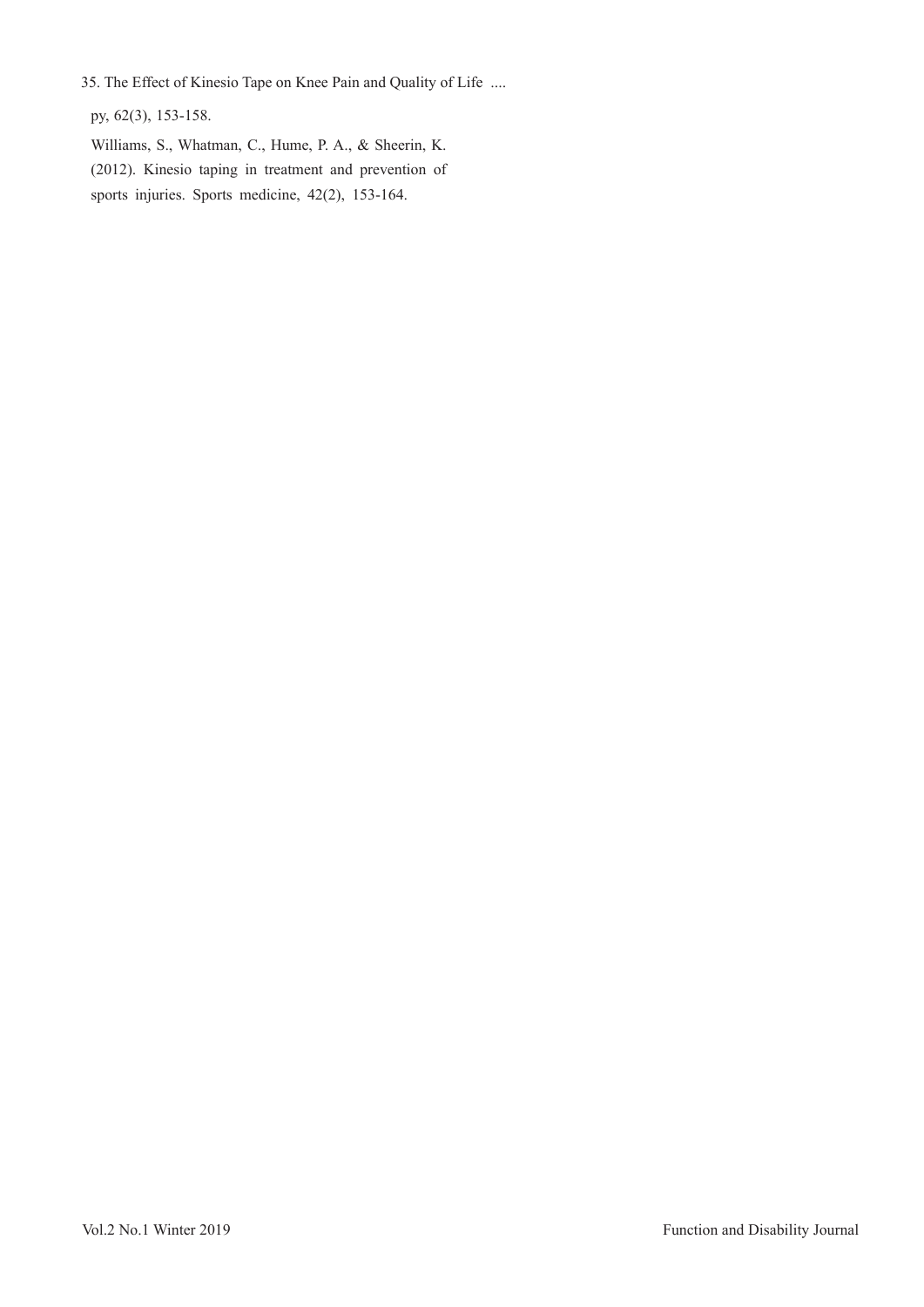py, 62(3), 153-158.

Williams, S., Whatman, C., Hume, P. A., & Sheerin, K. (2012). Kinesio taping in treatment and prevention of sports injuries. Sports medicine, 42(2), 153-164.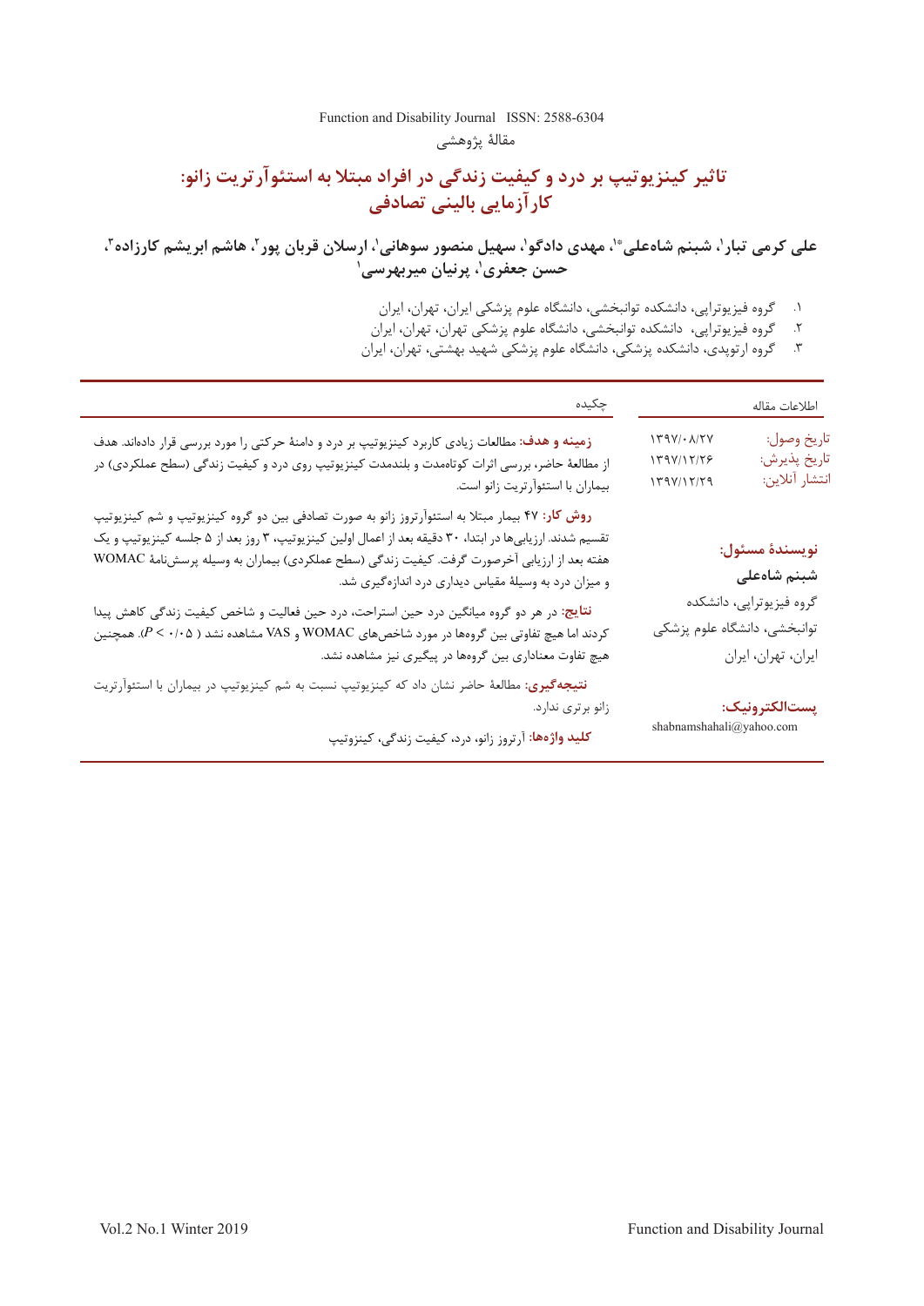مقالهٔ پژوهشی

# تاثیر کینزیوتیپ بر درد و کیفیت زندگی در افراد مبتلا به استئوآرتریت زانو: کارآزمایی بالینی تصادفی

**علی کرمی تبار[1]، شبنم شاه‌علی*[1]، مهدی دادگو[1]، سهیل منصور سوهانی[1]، ارسلان قربان پور[2]، هاشم ابریشم کارزاده[3]، حسن جعفری[1]، پرنیان میربهرسی[1]**

۱. گروه فیزیوتراپی، دانشکده توانبخشی، دانشگاه علوم پزشکی ایران، تهران، ایران
۲. گروه فیزیوتراپی، دانشکده توانبخشی، دانشگاه علوم پزشکی تهران، تهران، ایران
۳. گروه ارتوپدی، دانشکده پزشکی، دانشگاه علوم پزشکی شهید بهشتی، تهران، ایران

**اطلاعات مقاله**

تاریخ وصول: ۱۳۹۷/۰۸/۲۷
تاریخ پذیرش: ۱۳۹۷/۱۲/۲۶
انتشار آنلاین: ۱۳۹۷/۱۲/۲۹

**نویسندهٔ مسئول:**
**شبنم شاه‌علی**
گروه فیزیوتراپی، دانشکده توانبخشی، دانشگاه علوم پزشکی ایران، تهران، ایران

**پست‌الکترونیک:**
shabnamshahali@yahoo.com

## چکیده

**زمینه و هدف:** مطالعات زیادی کاربرد کینزیوتیپ بر درد و دامنهٔ حرکتی را مورد بررسی قرار داده‌اند. هدف از مطالعهٔ حاضر، بررسی اثرات کوتاه‌مدت و بلندمدت کینزیوتیپ روی درد و کیفیت زندگی (سطح عملکردی) در بیماران با استئوآرتریت زانو است.

**روش کار:** ۴۷ بیمار مبتلا به استئوآرتروز زانو به صورت تصادفی بین دو گروه کینزیوتیپ و شم کینزیوتیپ تقسیم شدند. ارزیابی‌ها در ابتدا، ۳۰ دقیقه بعد از اعمال اولین کینزیوتیپ، ۳ روز بعد از ۵ جلسه کینزیوتیپ و یک هفته بعد از ارزیابی آخرصورت گرفت. کیفیت زندگی (سطح عملکردی) بیماران به وسیله پرسش‌نامهٔ WOMAC و میزان درد به وسیلهٔ مقیاس دیداری درد اندازه‌گیری شد.

**نتایج:** در هر دو گروه میانگین درد حین استراحت، درد حین فعالیت و شاخص کیفیت زندگی کاهش پیدا کردند اما هیچ تفاوتی بین گروه‌ها در مورد شاخص‌های WOMAC و VAS مشاهده نشد ($P < ۰/۰۵$). همچنین هیچ تفاوت معناداری بین گروه‌ها در پیگیری نیز مشاهده نشد.

**نتیجه‌گیری:** مطالعهٔ حاضر نشان داد که کینزیوتیپ نسبت به شم کینزیوتیپ در بیماران با استئوآرتریت زانو برتری ندارد.

**کلید واژه‌ها:** آرتروز زانو، درد، کیفیت زندگی، کینزوتیپ